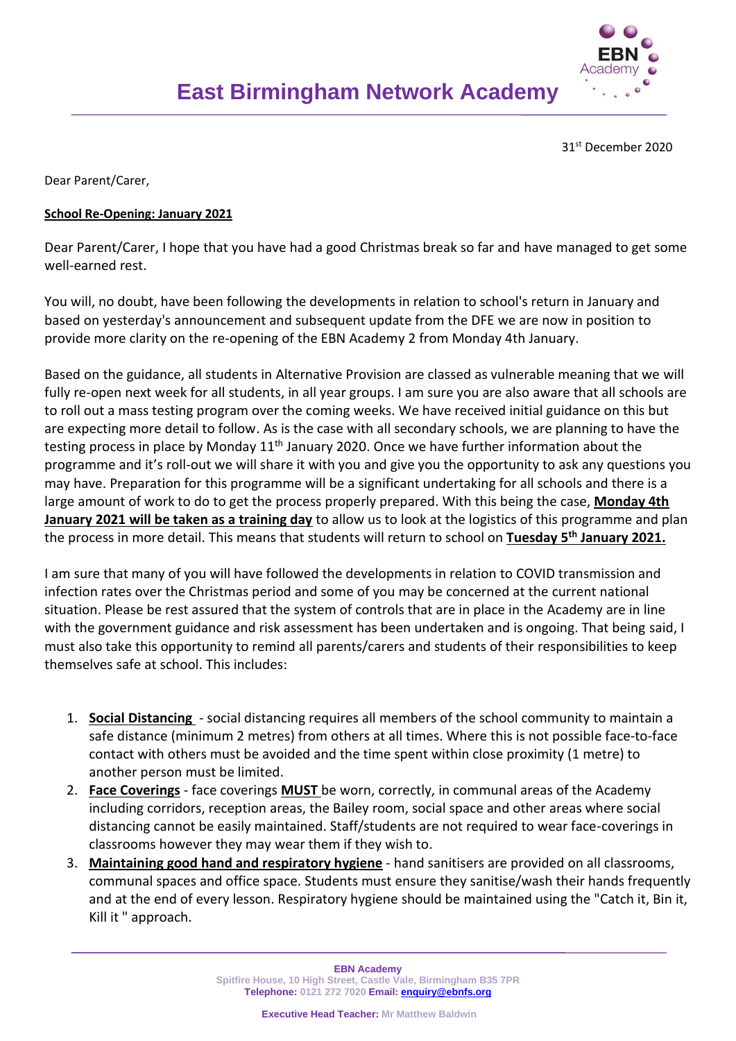# East Birmingham Network Academy

31st December 2020

Dear Parent/Carer,

**School Re-Opening: January 2021**

Dear Parent/Carer, I hope that you have had a good Christmas break so far and have managed to get some well-earned rest.

You will, no doubt, have been following the developments in relation to school's return in January and based on yesterday's announcement and subsequent update from the DFE we are now in position to provide more clarity on the re-opening of the EBN Academy 2 from Monday 4th January.

Based on the guidance, all students in Alternative Provision are classed as vulnerable meaning that we will fully re-open next week for all students, in all year groups. I am sure you are also aware that all schools are to roll out a mass testing program over the coming weeks. We have received initial guidance on this but are expecting more detail to follow. As is the case with all secondary schools, we are planning to have the testing process in place by Monday 11th January 2020. Once we have further information about the programme and it's roll-out we will share it with you and give you the opportunity to ask any questions you may have. Preparation for this programme will be a significant undertaking for all schools and there is a large amount of work to do to get the process properly prepared. With this being the case, **Monday 4th January 2021 will be taken as a training day** to allow us to look at the logistics of this programme and plan the process in more detail. This means that students will return to school on **Tuesday 5th January 2021.**

I am sure that many of you will have followed the developments in relation to COVID transmission and infection rates over the Christmas period and some of you may be concerned at the current national situation. Please be rest assured that the system of controls that are in place in the Academy are in line with the government guidance and risk assessment has been undertaken and is ongoing. That being said, I must also take this opportunity to remind all parents/carers and students of their responsibilities to keep themselves safe at school. This includes:

1. **Social Distancing** - social distancing requires all members of the school community to maintain a safe distance (minimum 2 metres) from others at all times. Where this is not possible face-to-face contact with others must be avoided and the time spent within close proximity (1 metre) to another person must be limited.
2. **Face Coverings** - face coverings **MUST** be worn, correctly, in communal areas of the Academy including corridors, reception areas, the Bailey room, social space and other areas where social distancing cannot be easily maintained. Staff/students are not required to wear face-coverings in classrooms however they may wear them if they wish to.
3. **Maintaining good hand and respiratory hygiene** - hand sanitisers are provided on all classrooms, communal spaces and office space. Students must ensure they sanitise/wash their hands frequently and at the end of every lesson. Respiratory hygiene should be maintained using the "Catch it, Bin it, Kill it " approach.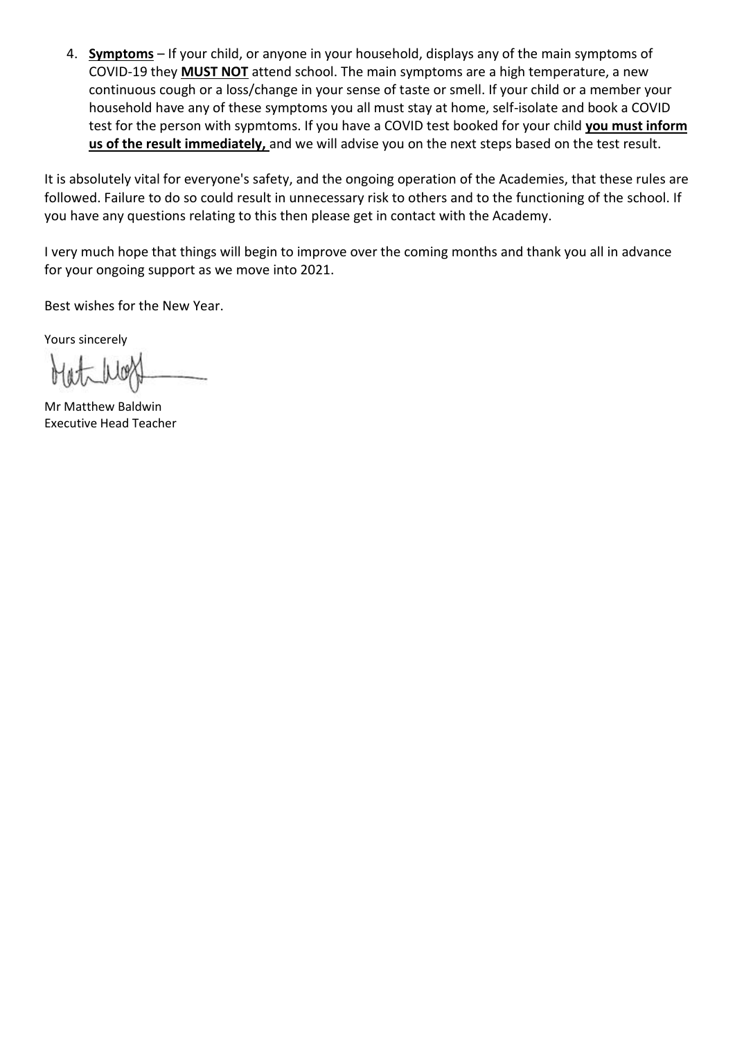4. **Symptoms** – If your child, or anyone in your household, displays any of the main symptoms of COVID-19 they **MUST NOT** attend school. The main symptoms are a high temperature, a new continuous cough or a loss/change in your sense of taste or smell. If your child or a member your household have any of these symptoms you all must stay at home, self-isolate and book a COVID test for the person with sypmtoms. If you have a COVID test booked for your child **you must inform us of the result immediately,** and we will advise you on the next steps based on the test result.

It is absolutely vital for everyone's safety, and the ongoing operation of the Academies, that these rules are followed. Failure to do so could result in unnecessary risk to others and to the functioning of the school. If you have any questions relating to this then please get in contact with the Academy.

I very much hope that things will begin to improve over the coming months and thank you all in advance for your ongoing support as we move into 2021.

Best wishes for the New Year.

Yours sincerely

Mr Matthew Baldwin
Executive Head Teacher